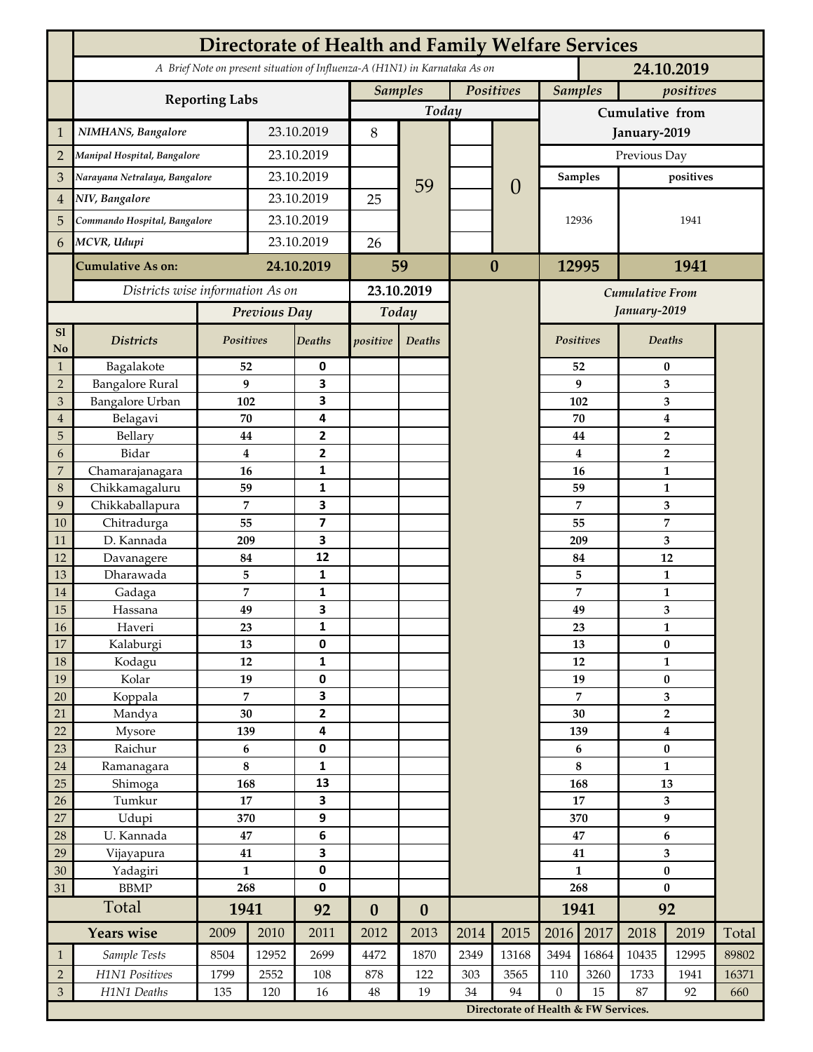# Directorate of Health and Family Welfare Services

*A Brief Note on present situation of Influenza-A (H1N1) in Karnataka As on* **24.10.2019**

| | Reporting Labs | | Samples (Today) | | Positives (Today) | | Samples (Cumulative from January-2019) | positives (Cumulative from January-2019) |
|---|---|---|---|---|---|---|---|---|
| | | | | | | | Previous Day | |
| | | | | | | | Samples | positives |
| 1 | *NIMHANS, Bangalore* | 23.10.2019 | 8 | 59 | | 0 | 12936 | 1941 |
| 2 | *Manipal Hospital, Bangalore* | 23.10.2019 | | | | | | |
| 3 | *Narayana Netralaya, Bangalore* | 23.10.2019 | | | | | | |
| 4 | *NIV, Bangalore* | 23.10.2019 | 25 | | | | | |
| 5 | *Commando Hospital, Bangalore* | 23.10.2019 | | | | | | |
| 6 | *MCVR, Udupi* | 23.10.2019 | 26 | | | | | |
| | **Cumulative As on:** | **24.10.2019** | **59** | | **0** | | **12995** | **1941** |

*Districts wise information As on* **23.10.2019**

| Sl No | Districts | Previous Day Positives | Previous Day Deaths | Today positive | Today Deaths | Cumulative From January-2019 Positives | Cumulative From January-2019 Deaths |
|---|---|---|---|---|---|---|---|
| 1 | Bagalakote | 52 | 0 | | | 52 | 0 |
| 2 | Bangalore Rural | 9 | 3 | | | 9 | 3 |
| 3 | Bangalore Urban | 102 | 3 | | | 102 | 3 |
| 4 | Belagavi | 70 | 4 | | | 70 | 4 |
| 5 | Bellary | 44 | 2 | | | 44 | 2 |
| 6 | Bidar | 4 | 2 | | | 4 | 2 |
| 7 | Chamarajanagara | 16 | 1 | | | 16 | 1 |
| 8 | Chikkamagaluru | 59 | 1 | | | 59 | 1 |
| 9 | Chikkaballapura | 7 | 3 | | | 7 | 3 |
| 10 | Chitradurga | 55 | 7 | | | 55 | 7 |
| 11 | D. Kannada | 209 | 3 | | | 209 | 3 |
| 12 | Davanagere | 84 | 12 | | | 84 | 12 |
| 13 | Dharawada | 5 | 1 | | | 5 | 1 |
| 14 | Gadaga | 7 | 1 | | | 7 | 1 |
| 15 | Hassana | 49 | 3 | | | 49 | 3 |
| 16 | Haveri | 23 | 1 | | | 23 | 1 |
| 17 | Kalaburgi | 13 | 0 | | | 13 | 0 |
| 18 | Kodagu | 12 | 1 | | | 12 | 1 |
| 19 | Kolar | 19 | 0 | | | 19 | 0 |
| 20 | Koppala | 7 | 3 | | | 7 | 3 |
| 21 | Mandya | 30 | 2 | | | 30 | 2 |
| 22 | Mysore | 139 | 4 | | | 139 | 4 |
| 23 | Raichur | 6 | 0 | | | 6 | 0 |
| 24 | Ramanagara | 8 | 1 | | | 8 | 1 |
| 25 | Shimoga | 168 | 13 | | | 168 | 13 |
| 26 | Tumkur | 17 | 3 | | | 17 | 3 |
| 27 | Udupi | 370 | 9 | | | 370 | 9 |
| 28 | U. Kannada | 47 | 6 | | | 47 | 6 |
| 29 | Vijayapura | 41 | 3 | | | 41 | 3 |
| 30 | Yadagiri | 1 | 0 | | | 1 | 0 |
| 31 | BBMP | 268 | 0 | | | 268 | 0 |
| | **Total** | **1941** | **92** | **0** | **0** | **1941** | **92** |

| | Years wise | 2009 | 2010 | 2011 | 2012 | 2013 | 2014 | 2015 | 2016 | 2017 | 2018 | 2019 | Total |
|---|---|---|---|---|---|---|---|---|---|---|---|---|---|
| 1 | *Sample Tests* | 8504 | 12952 | 2699 | 4472 | 1870 | 2349 | 13168 | 3494 | 16864 | 10435 | 12995 | 89802 |
| 2 | *H1N1 Positives* | 1799 | 2552 | 108 | 878 | 122 | 303 | 3565 | 110 | 3260 | 1733 | 1941 | 16371 |
| 3 | *H1N1 Deaths* | 135 | 120 | 16 | 48 | 19 | 34 | 94 | 0 | 15 | 87 | 92 | 660 |

**Directorate of Health & FW Services.**